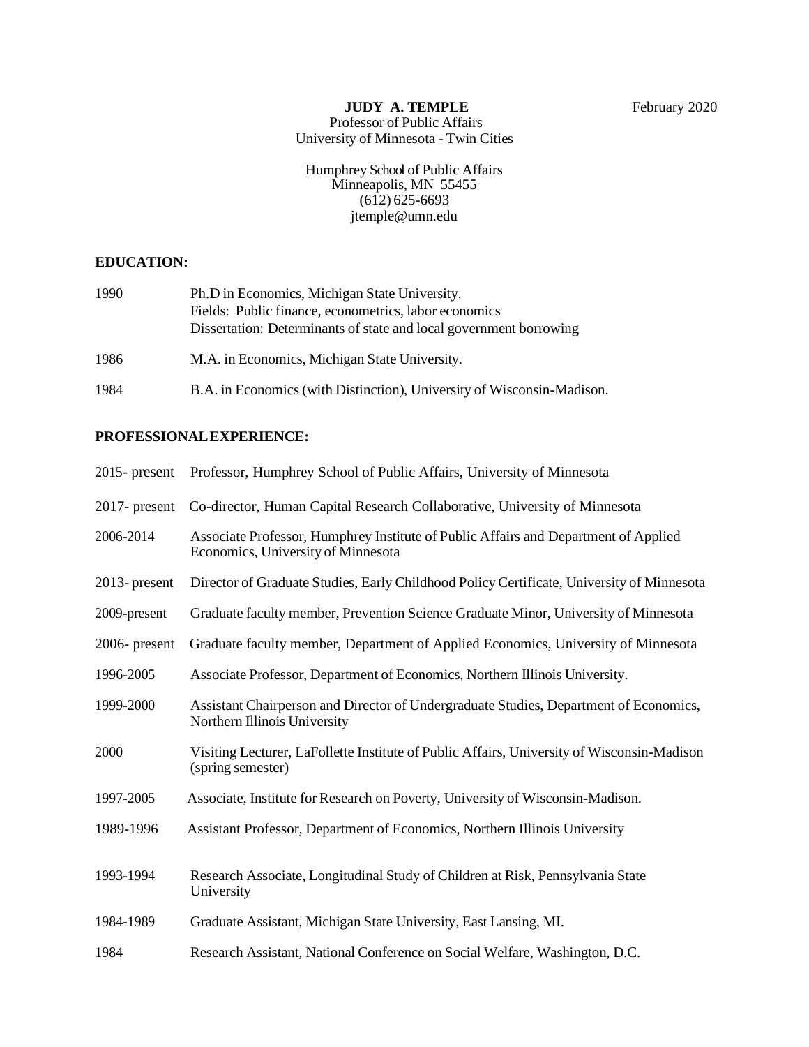# JUDY A. TEMPLE

February 2020

Professor of Public Affairs
University of Minnesota - Twin Cities

Humphrey School of Public Affairs
Minneapolis, MN 55455
(612) 625-6693
jtemple@umn.edu

## EDUCATION:

| | |
|---|---|
| 1990 | Ph.D in Economics, Michigan State University.<br>Fields: Public finance, econometrics, labor economics<br>Dissertation: Determinants of state and local government borrowing |
| 1986 | M.A. in Economics, Michigan State University. |
| 1984 | B.A. in Economics (with Distinction), University of Wisconsin-Madison. |

## PROFESSIONAL EXPERIENCE:

| | |
|---|---|
| 2015- present | Professor, Humphrey School of Public Affairs, University of Minnesota |
| 2017- present | Co-director, Human Capital Research Collaborative, University of Minnesota |
| 2006-2014 | Associate Professor, Humphrey Institute of Public Affairs and Department of Applied Economics, University of Minnesota |
| 2013- present | Director of Graduate Studies, Early Childhood Policy Certificate, University of Minnesota |
| 2009-present | Graduate faculty member, Prevention Science Graduate Minor, University of Minnesota |
| 2006- present | Graduate faculty member, Department of Applied Economics, University of Minnesota |
| 1996-2005 | Associate Professor, Department of Economics, Northern Illinois University. |
| 1999-2000 | Assistant Chairperson and Director of Undergraduate Studies, Department of Economics, Northern Illinois University |
| 2000 | Visiting Lecturer, LaFollette Institute of Public Affairs, University of Wisconsin-Madison (spring semester) |
| 1997-2005 | Associate, Institute for Research on Poverty, University of Wisconsin-Madison. |
| 1989-1996 | Assistant Professor, Department of Economics, Northern Illinois University |
| 1993-1994 | Research Associate, Longitudinal Study of Children at Risk, Pennsylvania State University |
| 1984-1989 | Graduate Assistant, Michigan State University, East Lansing, MI. |
| 1984 | Research Assistant, National Conference on Social Welfare, Washington, D.C. |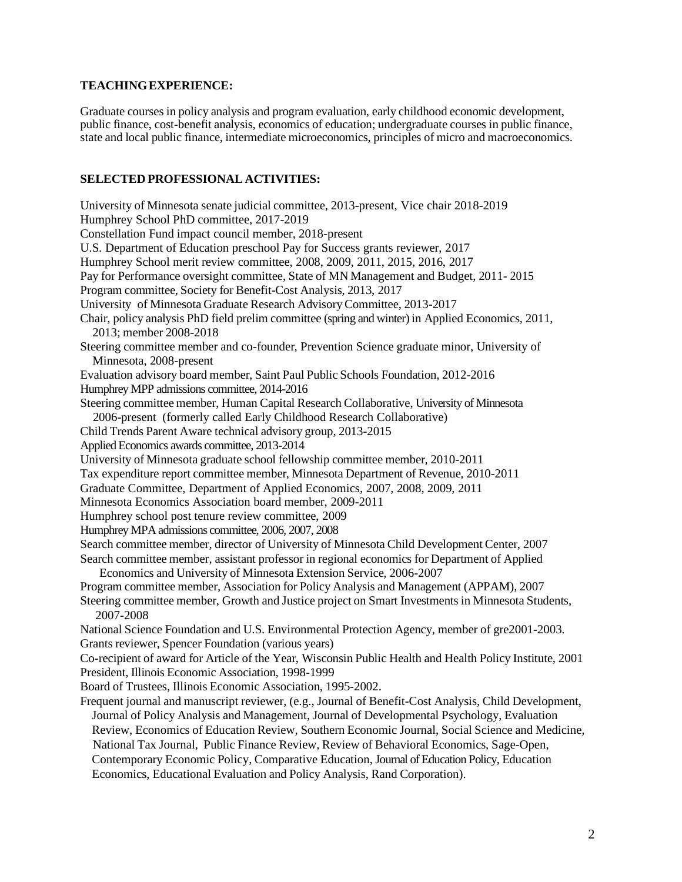**TEACHING EXPERIENCE:**

Graduate courses in policy analysis and program evaluation, early childhood economic development, public finance, cost-benefit analysis, economics of education; undergraduate courses in public finance, state and local public finance, intermediate microeconomics, principles of micro and macroeconomics.

**SELECTED PROFESSIONAL ACTIVITIES:**

University of Minnesota senate judicial committee, 2013-present, Vice chair 2018-2019
Humphrey School PhD committee, 2017-2019
Constellation Fund impact council member, 2018-present
U.S. Department of Education preschool Pay for Success grants reviewer, 2017
Humphrey School merit review committee, 2008, 2009, 2011, 2015, 2016, 2017
Pay for Performance oversight committee, State of MN Management and Budget, 2011- 2015
Program committee, Society for Benefit-Cost Analysis, 2013, 2017
University of Minnesota Graduate Research Advisory Committee, 2013-2017
Chair, policy analysis PhD field prelim committee (spring and winter) in Applied Economics, 2011, 2013; member 2008-2018
Steering committee member and co-founder, Prevention Science graduate minor, University of Minnesota, 2008-present
Evaluation advisory board member, Saint Paul Public Schools Foundation, 2012-2016
Humphrey MPP admissions committee, 2014-2016
Steering committee member, Human Capital Research Collaborative, University of Minnesota 2006-present (formerly called Early Childhood Research Collaborative)
Child Trends Parent Aware technical advisory group, 2013-2015
Applied Economics awards committee, 2013-2014
University of Minnesota graduate school fellowship committee member, 2010-2011
Tax expenditure report committee member, Minnesota Department of Revenue, 2010-2011
Graduate Committee, Department of Applied Economics, 2007, 2008, 2009, 2011
Minnesota Economics Association board member, 2009-2011
Humphrey school post tenure review committee, 2009
Humphrey MPA admissions committee, 2006, 2007, 2008
Search committee member, director of University of Minnesota Child Development Center, 2007
Search committee member, assistant professor in regional economics for Department of Applied Economics and University of Minnesota Extension Service, 2006-2007
Program committee member, Association for Policy Analysis and Management (APPAM), 2007
Steering committee member, Growth and Justice project on Smart Investments in Minnesota Students, 2007-2008
National Science Foundation and U.S. Environmental Protection Agency, member of gre2001-2003.
Grants reviewer, Spencer Foundation (various years)
Co-recipient of award for Article of the Year, Wisconsin Public Health and Health Policy Institute, 2001
President, Illinois Economic Association, 1998-1999
Board of Trustees, Illinois Economic Association, 1995-2002.
Frequent journal and manuscript reviewer, (e.g., Journal of Benefit-Cost Analysis, Child Development, Journal of Policy Analysis and Management, Journal of Developmental Psychology, Evaluation Review, Economics of Education Review, Southern Economic Journal, Social Science and Medicine, National Tax Journal, Public Finance Review, Review of Behavioral Economics, Sage-Open, Contemporary Economic Policy, Comparative Education, Journal of Education Policy, Education Economics, Educational Evaluation and Policy Analysis, Rand Corporation).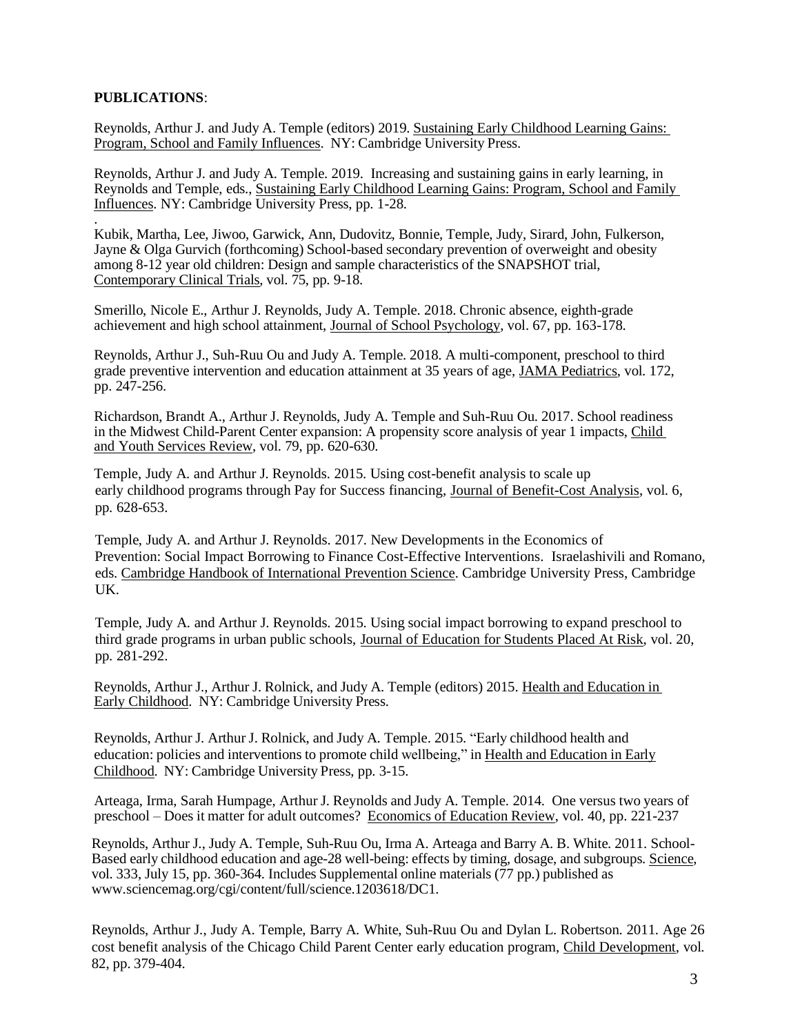**PUBLICATIONS**:

Reynolds, Arthur J. and Judy A. Temple (editors) 2019. Sustaining Early Childhood Learning Gains: Program, School and Family Influences. NY: Cambridge University Press.

Reynolds, Arthur J. and Judy A. Temple. 2019. Increasing and sustaining gains in early learning, in Reynolds and Temple, eds., Sustaining Early Childhood Learning Gains: Program, School and Family Influences. NY: Cambridge University Press, pp. 1-28.

.
Kubik, Martha, Lee, Jiwoo, Garwick, Ann, Dudovitz, Bonnie, Temple, Judy, Sirard, John, Fulkerson, Jayne & Olga Gurvich (forthcoming) School-based secondary prevention of overweight and obesity among 8-12 year old children: Design and sample characteristics of the SNAPSHOT trial, Contemporary Clinical Trials, vol. 75, pp. 9-18.

Smerillo, Nicole E., Arthur J. Reynolds, Judy A. Temple. 2018. Chronic absence, eighth-grade achievement and high school attainment, Journal of School Psychology, vol. 67, pp. 163-178.

Reynolds, Arthur J., Suh-Ruu Ou and Judy A. Temple. 2018. A multi-component, preschool to third grade preventive intervention and education attainment at 35 years of age, JAMA Pediatrics, vol. 172, pp. 247-256.

Richardson, Brandt A., Arthur J. Reynolds, Judy A. Temple and Suh-Ruu Ou. 2017. School readiness in the Midwest Child-Parent Center expansion: A propensity score analysis of year 1 impacts, Child and Youth Services Review, vol. 79, pp. 620-630.

Temple, Judy A. and Arthur J. Reynolds. 2015. Using cost-benefit analysis to scale up early childhood programs through Pay for Success financing, Journal of Benefit-Cost Analysis, vol. 6, pp. 628-653.

Temple, Judy A. and Arthur J. Reynolds. 2017. New Developments in the Economics of Prevention: Social Impact Borrowing to Finance Cost-Effective Interventions. Israelashivili and Romano, eds. Cambridge Handbook of International Prevention Science. Cambridge University Press, Cambridge UK.

Temple, Judy A. and Arthur J. Reynolds. 2015. Using social impact borrowing to expand preschool to third grade programs in urban public schools, Journal of Education for Students Placed At Risk, vol. 20, pp. 281-292.

Reynolds, Arthur J., Arthur J. Rolnick, and Judy A. Temple (editors) 2015. Health and Education in Early Childhood. NY: Cambridge University Press.

Reynolds, Arthur J. Arthur J. Rolnick, and Judy A. Temple. 2015. "Early childhood health and education: policies and interventions to promote child wellbeing," in Health and Education in Early Childhood. NY: Cambridge University Press, pp. 3-15.

Arteaga, Irma, Sarah Humpage, Arthur J. Reynolds and Judy A. Temple. 2014. One versus two years of preschool – Does it matter for adult outcomes? Economics of Education Review, vol. 40, pp. 221-237

Reynolds, Arthur J., Judy A. Temple, Suh-Ruu Ou, Irma A. Arteaga and Barry A. B. White. 2011. School-Based early childhood education and age-28 well-being: effects by timing, dosage, and subgroups. Science, vol. 333, July 15, pp. 360-364. Includes Supplemental online materials (77 pp.) published as www.sciencemag.org/cgi/content/full/science.1203618/DC1.

Reynolds, Arthur J., Judy A. Temple, Barry A. White, Suh-Ruu Ou and Dylan L. Robertson. 2011. Age 26 cost benefit analysis of the Chicago Child Parent Center early education program, Child Development, vol. 82, pp. 379-404.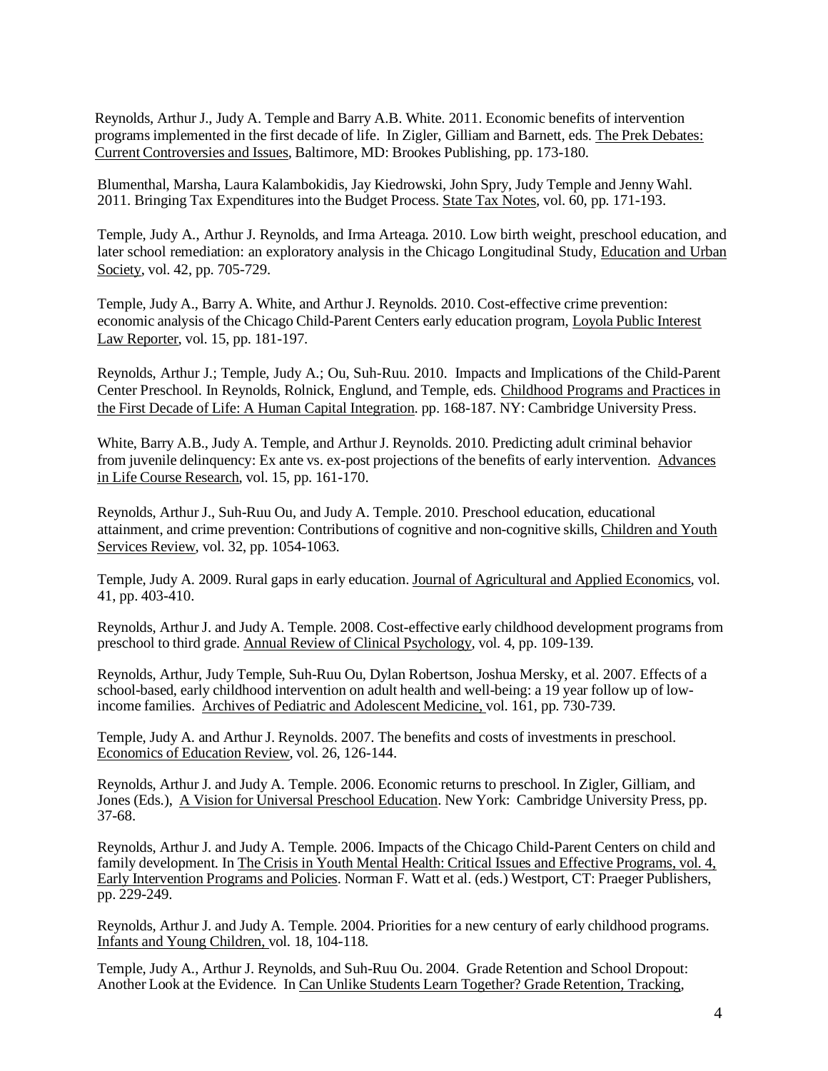Reynolds, Arthur J., Judy A. Temple and Barry A.B. White. 2011. Economic benefits of intervention programs implemented in the first decade of life. In Zigler, Gilliam and Barnett, eds. The Prek Debates: Current Controversies and Issues, Baltimore, MD: Brookes Publishing, pp. 173-180.

Blumenthal, Marsha, Laura Kalambokidis, Jay Kiedrowski, John Spry, Judy Temple and Jenny Wahl. 2011. Bringing Tax Expenditures into the Budget Process. State Tax Notes, vol. 60, pp. 171-193.

Temple, Judy A., Arthur J. Reynolds, and Irma Arteaga. 2010. Low birth weight, preschool education, and later school remediation: an exploratory analysis in the Chicago Longitudinal Study, Education and Urban Society, vol. 42, pp. 705-729.

Temple, Judy A., Barry A. White, and Arthur J. Reynolds. 2010. Cost-effective crime prevention: economic analysis of the Chicago Child-Parent Centers early education program, Loyola Public Interest Law Reporter, vol. 15, pp. 181-197.

Reynolds, Arthur J.; Temple, Judy A.; Ou, Suh-Ruu. 2010. Impacts and Implications of the Child-Parent Center Preschool. In Reynolds, Rolnick, Englund, and Temple, eds. Childhood Programs and Practices in the First Decade of Life: A Human Capital Integration. pp. 168-187. NY: Cambridge University Press.

White, Barry A.B., Judy A. Temple, and Arthur J. Reynolds. 2010. Predicting adult criminal behavior from juvenile delinquency: Ex ante vs. ex-post projections of the benefits of early intervention. Advances in Life Course Research, vol. 15, pp. 161-170.

Reynolds, Arthur J., Suh-Ruu Ou, and Judy A. Temple. 2010. Preschool education, educational attainment, and crime prevention: Contributions of cognitive and non-cognitive skills, Children and Youth Services Review, vol. 32, pp. 1054-1063.

Temple, Judy A. 2009. Rural gaps in early education. Journal of Agricultural and Applied Economics, vol. 41, pp. 403-410.

Reynolds, Arthur J. and Judy A. Temple. 2008. Cost-effective early childhood development programs from preschool to third grade. Annual Review of Clinical Psychology, vol. 4, pp. 109-139.

Reynolds, Arthur, Judy Temple, Suh-Ruu Ou, Dylan Robertson, Joshua Mersky, et al. 2007. Effects of a school-based, early childhood intervention on adult health and well-being: a 19 year follow up of low-income families. Archives of Pediatric and Adolescent Medicine, vol. 161, pp. 730-739.

Temple, Judy A. and Arthur J. Reynolds. 2007. The benefits and costs of investments in preschool. Economics of Education Review, vol. 26, 126-144.

Reynolds, Arthur J. and Judy A. Temple. 2006. Economic returns to preschool. In Zigler, Gilliam, and Jones (Eds.), A Vision for Universal Preschool Education. New York: Cambridge University Press, pp. 37-68.

Reynolds, Arthur J. and Judy A. Temple. 2006. Impacts of the Chicago Child-Parent Centers on child and family development. In The Crisis in Youth Mental Health: Critical Issues and Effective Programs, vol. 4, Early Intervention Programs and Policies. Norman F. Watt et al. (eds.) Westport, CT: Praeger Publishers, pp. 229-249.

Reynolds, Arthur J. and Judy A. Temple. 2004. Priorities for a new century of early childhood programs. Infants and Young Children, vol. 18, 104-118.

Temple, Judy A., Arthur J. Reynolds, and Suh-Ruu Ou. 2004. Grade Retention and School Dropout: Another Look at the Evidence. In Can Unlike Students Learn Together? Grade Retention, Tracking,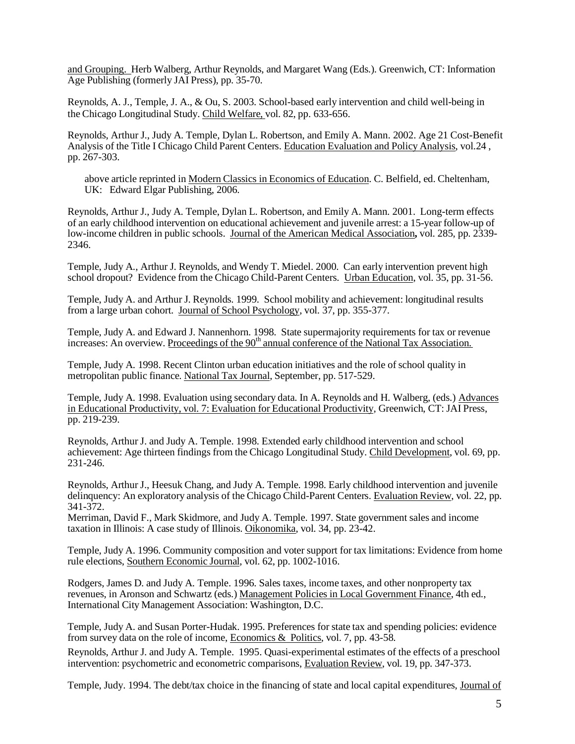and Grouping. Herb Walberg, Arthur Reynolds, and Margaret Wang (Eds.). Greenwich, CT: Information Age Publishing (formerly JAI Press), pp. 35-70.

Reynolds, A. J., Temple, J. A., & Ou, S. 2003. School-based early intervention and child well-being in the Chicago Longitudinal Study. Child Welfare, vol. 82, pp. 633-656.

Reynolds, Arthur J., Judy A. Temple, Dylan L. Robertson, and Emily A. Mann. 2002. Age 21 Cost-Benefit Analysis of the Title I Chicago Child Parent Centers. Education Evaluation and Policy Analysis, vol.24 , pp. 267-303.

above article reprinted in Modern Classics in Economics of Education. C. Belfield, ed. Cheltenham, UK: Edward Elgar Publishing, 2006.

Reynolds, Arthur J., Judy A. Temple, Dylan L. Robertson, and Emily A. Mann. 2001. Long-term effects of an early childhood intervention on educational achievement and juvenile arrest: a 15-year follow-up of low-income children in public schools. Journal of the American Medical Association**,** vol. 285, pp. 2339-2346.

Temple, Judy A., Arthur J. Reynolds, and Wendy T. Miedel. 2000. Can early intervention prevent high school dropout? Evidence from the Chicago Child-Parent Centers. Urban Education, vol. 35, pp. 31-56.

Temple, Judy A. and Arthur J. Reynolds. 1999. School mobility and achievement: longitudinal results from a large urban cohort. Journal of School Psychology, vol. 37, pp. 355-377.

Temple, Judy A. and Edward J. Nannenhorn. 1998. State supermajority requirements for tax or revenue increases: An overview. Proceedings of the 90th annual conference of the National Tax Association.

Temple, Judy A. 1998. Recent Clinton urban education initiatives and the role of school quality in metropolitan public finance. National Tax Journal, September, pp. 517-529.

Temple, Judy A. 1998. Evaluation using secondary data. In A. Reynolds and H. Walberg, (eds.) Advances in Educational Productivity, vol. 7: Evaluation for Educational Productivity, Greenwich, CT: JAI Press, pp. 219-239.

Reynolds, Arthur J. and Judy A. Temple. 1998. Extended early childhood intervention and school achievement: Age thirteen findings from the Chicago Longitudinal Study. Child Development, vol. 69, pp. 231-246.

Reynolds, Arthur J., Heesuk Chang, and Judy A. Temple. 1998. Early childhood intervention and juvenile delinquency: An exploratory analysis of the Chicago Child-Parent Centers. Evaluation Review, vol. 22, pp. 341-372.

Merriman, David F., Mark Skidmore, and Judy A. Temple. 1997. State government sales and income taxation in Illinois: A case study of Illinois. Oikonomika, vol. 34, pp. 23-42.

Temple, Judy A. 1996. Community composition and voter support for tax limitations: Evidence from home rule elections, Southern Economic Journal, vol. 62, pp. 1002-1016.

Rodgers, James D. and Judy A. Temple. 1996. Sales taxes, income taxes, and other nonproperty tax revenues, in Aronson and Schwartz (eds.) Management Policies in Local Government Finance, 4th ed., International City Management Association: Washington, D.C.

Temple, Judy A. and Susan Porter-Hudak. 1995. Preferences for state tax and spending policies: evidence from survey data on the role of income, Economics & Politics, vol. 7, pp. 43-58.

Reynolds, Arthur J. and Judy A. Temple. 1995. Quasi-experimental estimates of the effects of a preschool intervention: psychometric and econometric comparisons, Evaluation Review, vol. 19, pp. 347-373.

Temple, Judy. 1994. The debt/tax choice in the financing of state and local capital expenditures, Journal of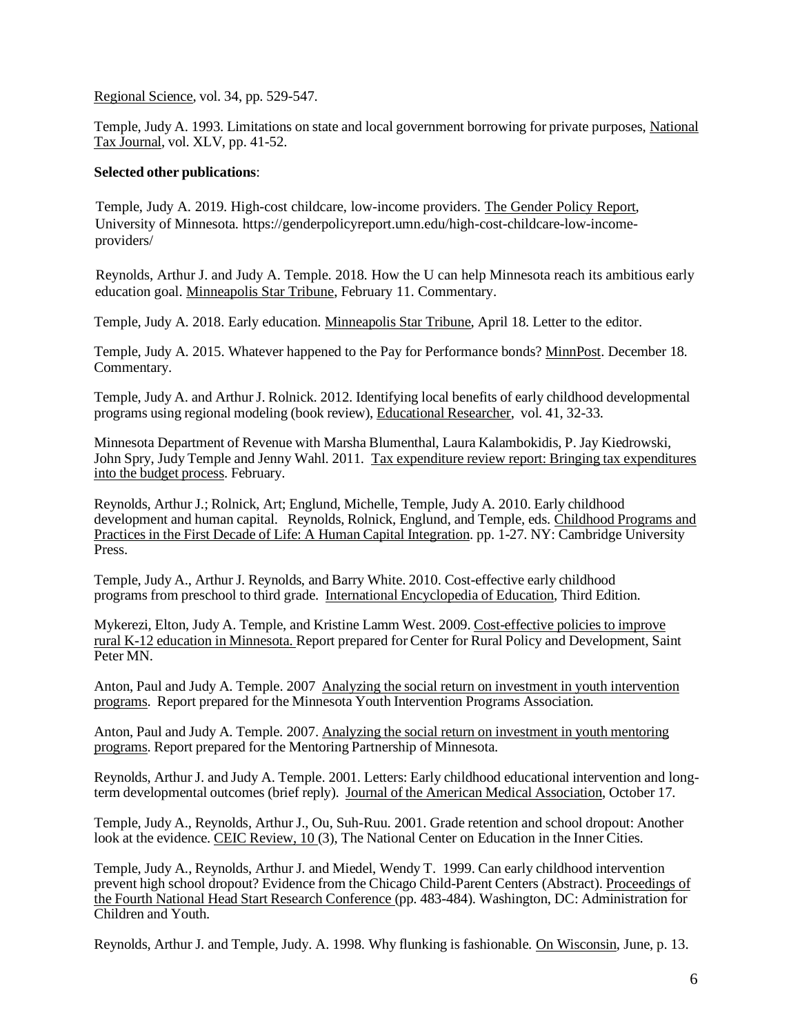Regional Science, vol. 34, pp. 529-547.

Temple, Judy A. 1993. Limitations on state and local government borrowing for private purposes, National Tax Journal, vol. XLV, pp. 41-52.

**Selected other publications**:

Temple, Judy A. 2019. High-cost childcare, low-income providers. The Gender Policy Report, University of Minnesota. https://genderpolicyreport.umn.edu/high-cost-childcare-low-income-providers/

Reynolds, Arthur J. and Judy A. Temple. 2018. How the U can help Minnesota reach its ambitious early education goal. Minneapolis Star Tribune, February 11. Commentary.

Temple, Judy A. 2018. Early education. Minneapolis Star Tribune, April 18. Letter to the editor.

Temple, Judy A. 2015. Whatever happened to the Pay for Performance bonds? MinnPost. December 18. Commentary.

Temple, Judy A. and Arthur J. Rolnick. 2012. Identifying local benefits of early childhood developmental programs using regional modeling (book review), Educational Researcher, vol. 41, 32-33.

Minnesota Department of Revenue with Marsha Blumenthal, Laura Kalambokidis, P. Jay Kiedrowski, John Spry, Judy Temple and Jenny Wahl. 2011. Tax expenditure review report: Bringing tax expenditures into the budget process. February.

Reynolds, Arthur J.; Rolnick, Art; Englund, Michelle, Temple, Judy A. 2010. Early childhood development and human capital. Reynolds, Rolnick, Englund, and Temple, eds. Childhood Programs and Practices in the First Decade of Life: A Human Capital Integration. pp. 1-27. NY: Cambridge University Press.

Temple, Judy A., Arthur J. Reynolds, and Barry White. 2010. Cost-effective early childhood programs from preschool to third grade. International Encyclopedia of Education, Third Edition.

Mykerezi, Elton, Judy A. Temple, and Kristine Lamm West. 2009. Cost-effective policies to improve rural K-12 education in Minnesota. Report prepared for Center for Rural Policy and Development, Saint Peter MN.

Anton, Paul and Judy A. Temple. 2007 Analyzing the social return on investment in youth intervention programs. Report prepared for the Minnesota Youth Intervention Programs Association.

Anton, Paul and Judy A. Temple. 2007. Analyzing the social return on investment in youth mentoring programs. Report prepared for the Mentoring Partnership of Minnesota.

Reynolds, Arthur J. and Judy A. Temple. 2001. Letters: Early childhood educational intervention and long-term developmental outcomes (brief reply). Journal of the American Medical Association, October 17.

Temple, Judy A., Reynolds, Arthur J., Ou, Suh-Ruu. 2001. Grade retention and school dropout: Another look at the evidence. CEIC Review, 10 (3), The National Center on Education in the Inner Cities.

Temple, Judy A., Reynolds, Arthur J. and Miedel, Wendy T. 1999. Can early childhood intervention prevent high school dropout? Evidence from the Chicago Child-Parent Centers (Abstract). Proceedings of the Fourth National Head Start Research Conference (pp. 483-484). Washington, DC: Administration for Children and Youth.

Reynolds, Arthur J. and Temple, Judy. A. 1998. Why flunking is fashionable. On Wisconsin, June, p. 13.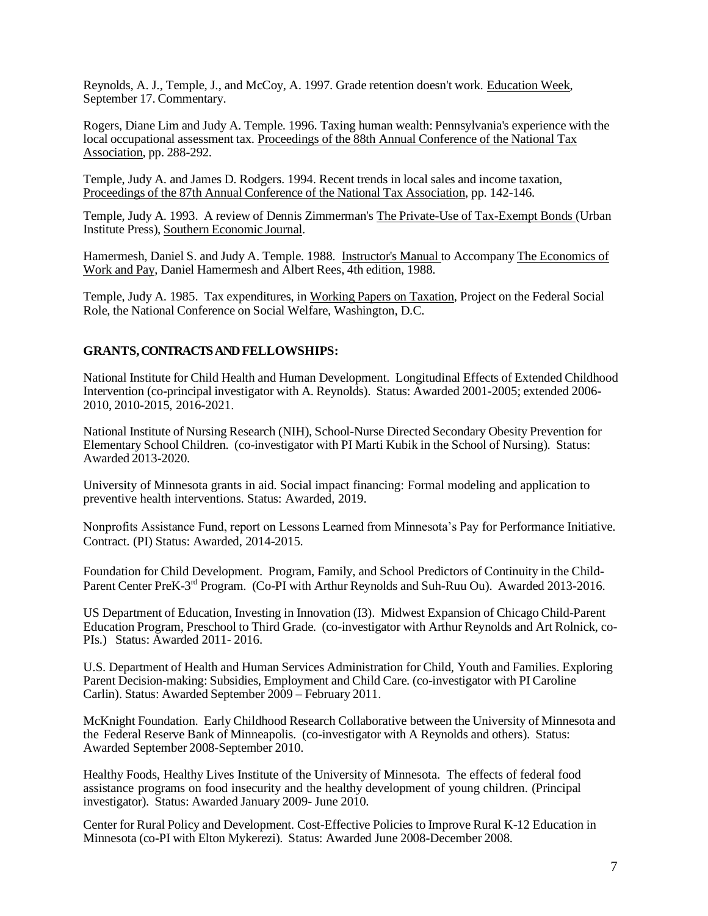Reynolds, A. J., Temple, J., and McCoy, A. 1997. Grade retention doesn't work. Education Week, September 17. Commentary.

Rogers, Diane Lim and Judy A. Temple. 1996. Taxing human wealth: Pennsylvania's experience with the local occupational assessment tax. Proceedings of the 88th Annual Conference of the National Tax Association, pp. 288-292.

Temple, Judy A. and James D. Rodgers. 1994. Recent trends in local sales and income taxation, Proceedings of the 87th Annual Conference of the National Tax Association, pp. 142-146.

Temple, Judy A. 1993. A review of Dennis Zimmerman's The Private-Use of Tax-Exempt Bonds (Urban Institute Press), Southern Economic Journal.

Hamermesh, Daniel S. and Judy A. Temple. 1988. Instructor's Manual to Accompany The Economics of Work and Pay, Daniel Hamermesh and Albert Rees, 4th edition, 1988.

Temple, Judy A. 1985. Tax expenditures, in Working Papers on Taxation, Project on the Federal Social Role, the National Conference on Social Welfare, Washington, D.C.

**GRANTS, CONTRACTS AND FELLOWSHIPS:**

National Institute for Child Health and Human Development. Longitudinal Effects of Extended Childhood Intervention (co-principal investigator with A. Reynolds). Status: Awarded 2001-2005; extended 2006-2010, 2010-2015, 2016-2021.

National Institute of Nursing Research (NIH), School-Nurse Directed Secondary Obesity Prevention for Elementary School Children. (co-investigator with PI Marti Kubik in the School of Nursing). Status: Awarded 2013-2020.

University of Minnesota grants in aid. Social impact financing: Formal modeling and application to preventive health interventions. Status: Awarded, 2019.

Nonprofits Assistance Fund, report on Lessons Learned from Minnesota's Pay for Performance Initiative. Contract. (PI) Status: Awarded, 2014-2015.

Foundation for Child Development. Program, Family, and School Predictors of Continuity in the Child-Parent Center PreK-3rd Program. (Co-PI with Arthur Reynolds and Suh-Ruu Ou). Awarded 2013-2016.

US Department of Education, Investing in Innovation (I3). Midwest Expansion of Chicago Child-Parent Education Program, Preschool to Third Grade. (co-investigator with Arthur Reynolds and Art Rolnick, co-PIs.) Status: Awarded 2011- 2016.

U.S. Department of Health and Human Services Administration for Child, Youth and Families. Exploring Parent Decision-making: Subsidies, Employment and Child Care. (co-investigator with PI Caroline Carlin). Status: Awarded September 2009 – February 2011.

McKnight Foundation. Early Childhood Research Collaborative between the University of Minnesota and the Federal Reserve Bank of Minneapolis. (co-investigator with A Reynolds and others). Status: Awarded September 2008-September 2010.

Healthy Foods, Healthy Lives Institute of the University of Minnesota. The effects of federal food assistance programs on food insecurity and the healthy development of young children. (Principal investigator). Status: Awarded January 2009- June 2010.

Center for Rural Policy and Development. Cost-Effective Policies to Improve Rural K-12 Education in Minnesota (co-PI with Elton Mykerezi). Status: Awarded June 2008-December 2008.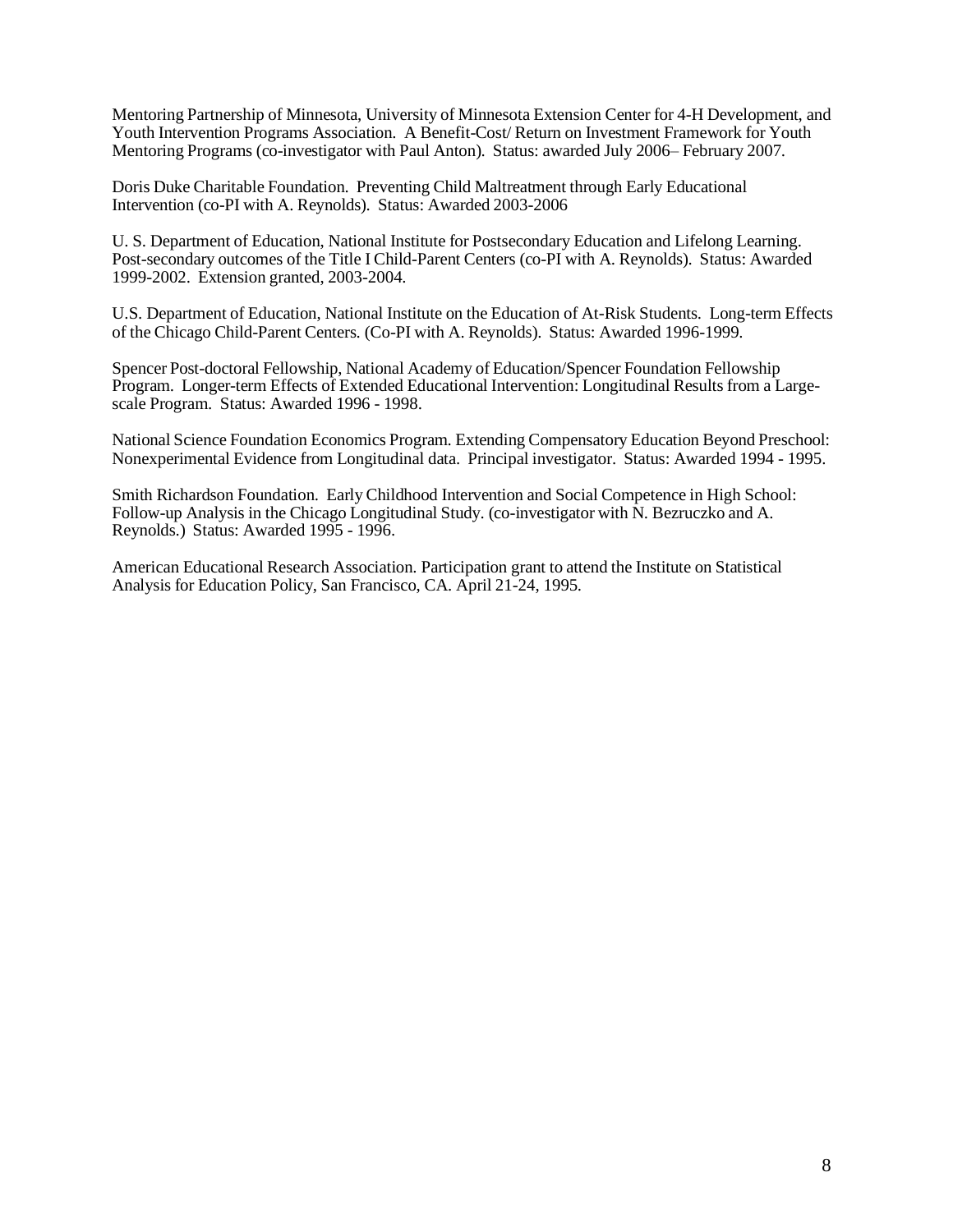Mentoring Partnership of Minnesota, University of Minnesota Extension Center for 4-H Development, and Youth Intervention Programs Association. A Benefit-Cost/ Return on Investment Framework for Youth Mentoring Programs (co-investigator with Paul Anton). Status: awarded July 2006– February 2007.

Doris Duke Charitable Foundation. Preventing Child Maltreatment through Early Educational Intervention (co-PI with A. Reynolds). Status: Awarded 2003-2006

U. S. Department of Education, National Institute for Postsecondary Education and Lifelong Learning. Post-secondary outcomes of the Title I Child-Parent Centers (co-PI with A. Reynolds). Status: Awarded 1999-2002. Extension granted, 2003-2004.

U.S. Department of Education, National Institute on the Education of At-Risk Students. Long-term Effects of the Chicago Child-Parent Centers. (Co-PI with A. Reynolds). Status: Awarded 1996-1999.

Spencer Post-doctoral Fellowship, National Academy of Education/Spencer Foundation Fellowship Program. Longer-term Effects of Extended Educational Intervention: Longitudinal Results from a Large-scale Program. Status: Awarded 1996 - 1998.

National Science Foundation Economics Program. Extending Compensatory Education Beyond Preschool: Nonexperimental Evidence from Longitudinal data. Principal investigator. Status: Awarded 1994 - 1995.

Smith Richardson Foundation. Early Childhood Intervention and Social Competence in High School: Follow-up Analysis in the Chicago Longitudinal Study. (co-investigator with N. Bezruczko and A. Reynolds.) Status: Awarded 1995 - 1996.

American Educational Research Association. Participation grant to attend the Institute on Statistical Analysis for Education Policy, San Francisco, CA. April 21-24, 1995.